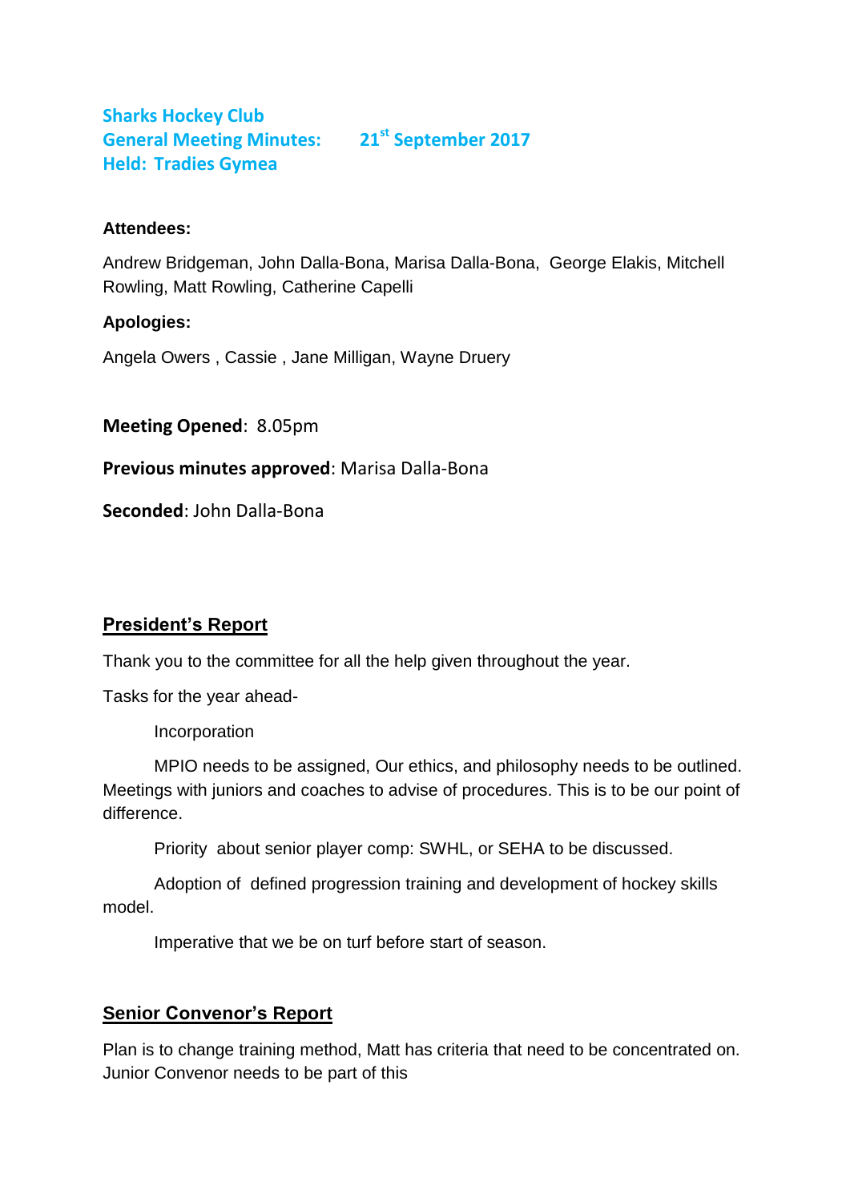**Sharks Hockey Club**
**General Meeting Minutes: 21st September 2017**
**Held: Tradies Gymea**

**Attendees:**

Andrew Bridgeman, John Dalla-Bona, Marisa Dalla-Bona, George Elakis, Mitchell Rowling, Matt Rowling, Catherine Capelli

**Apologies:**

Angela Owers , Cassie , Jane Milligan, Wayne Druery

**Meeting Opened**: 8.05pm

**Previous minutes approved**: Marisa Dalla-Bona

**Seconded**: John Dalla-Bona

## President's Report

Thank you to the committee for all the help given throughout the year.

Tasks for the year ahead-

Incorporation

MPIO needs to be assigned, Our ethics, and philosophy needs to be outlined. Meetings with juniors and coaches to advise of procedures. This is to be our point of difference.

Priority about senior player comp: SWHL, or SEHA to be discussed.

Adoption of defined progression training and development of hockey skills model.

Imperative that we be on turf before start of season.

## Senior Convenor's Report

Plan is to change training method, Matt has criteria that need to be concentrated on. Junior Convenor needs to be part of this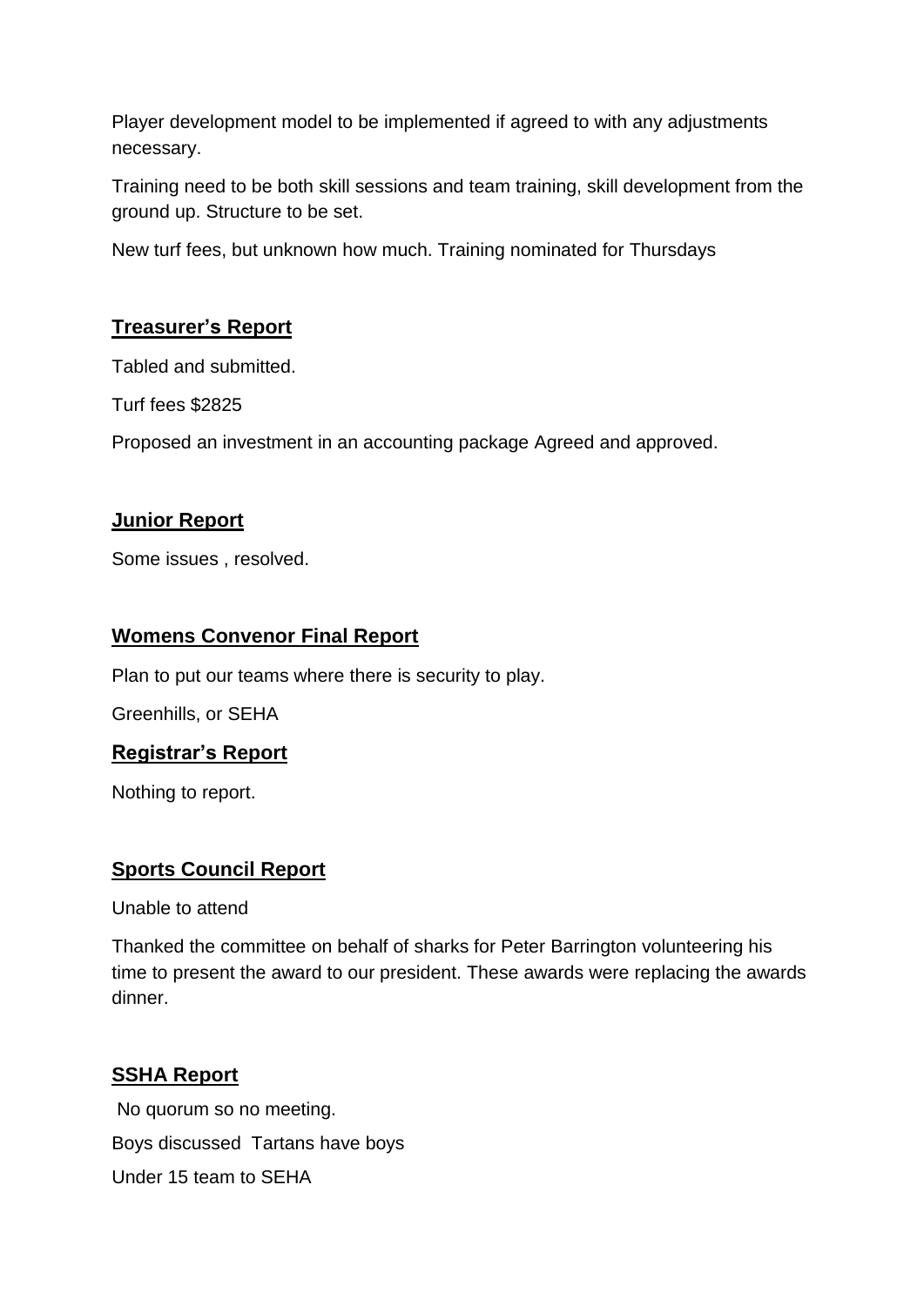Player development model to be implemented if agreed to with any adjustments necessary.

Training need to be both skill sessions and team training, skill development from the ground up. Structure to be set.

New turf fees, but unknown how much. Training nominated for Thursdays

## Treasurer's Report

Tabled and submitted.

Turf fees $2825

Proposed an investment in an accounting package Agreed and approved.

## Junior Report

Some issues , resolved.

## Womens Convenor Final Report

Plan to put our teams where there is security to play.

Greenhills, or SEHA

## Registrar's Report

Nothing to report.

## Sports Council Report

Unable to attend

Thanked the committee on behalf of sharks for Peter Barrington volunteering his time to present the award to our president. These awards were replacing the awards dinner.

## SSHA Report

No quorum so no meeting.

Boys discussed Tartans have boys

Under 15 team to SEHA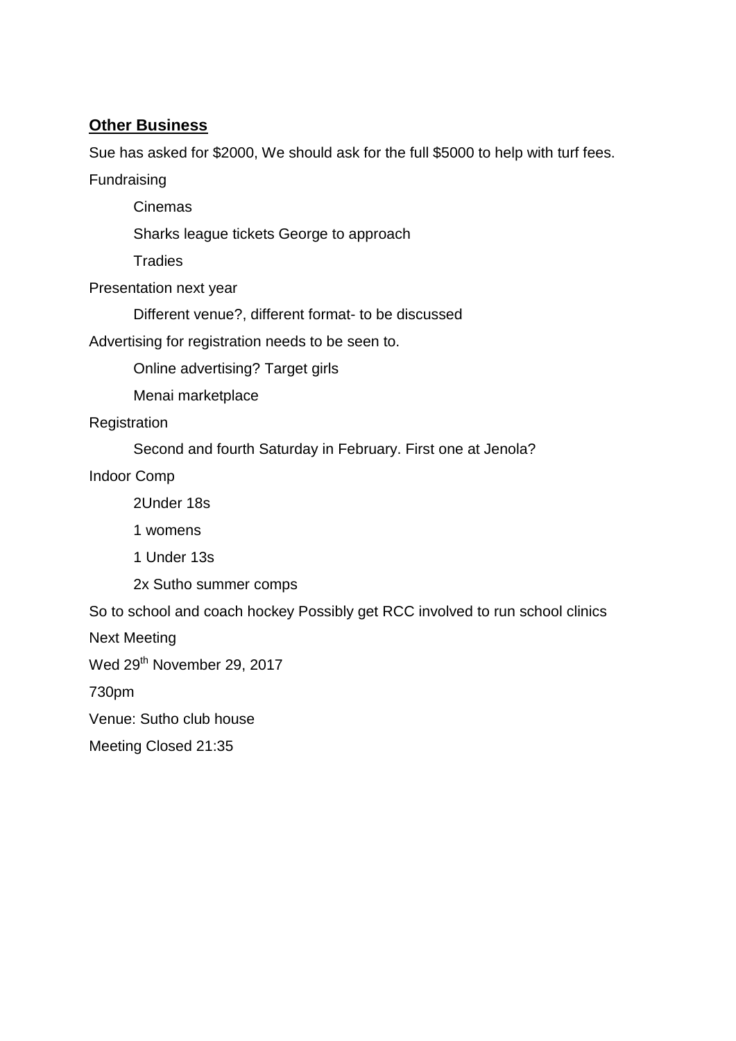## **Other Business**

Sue has asked for $2000, We should ask for the full $5000 to help with turf fees.

Fundraising

- Cinemas
- Sharks league tickets George to approach
- Tradies

Presentation next year

- Different venue?, different format- to be discussed

Advertising for registration needs to be seen to.

- Online advertising? Target girls
- Menai marketplace

Registration

- Second and fourth Saturday in February. First one at Jenola?

Indoor Comp

- 2Under 18s
- 1 womens
- 1 Under 13s
- 2x Sutho summer comps

So to school and coach hockey Possibly get RCC involved to run school clinics

Next Meeting

Wed 29th November 29, 2017

730pm

Venue: Sutho club house

Meeting Closed 21:35